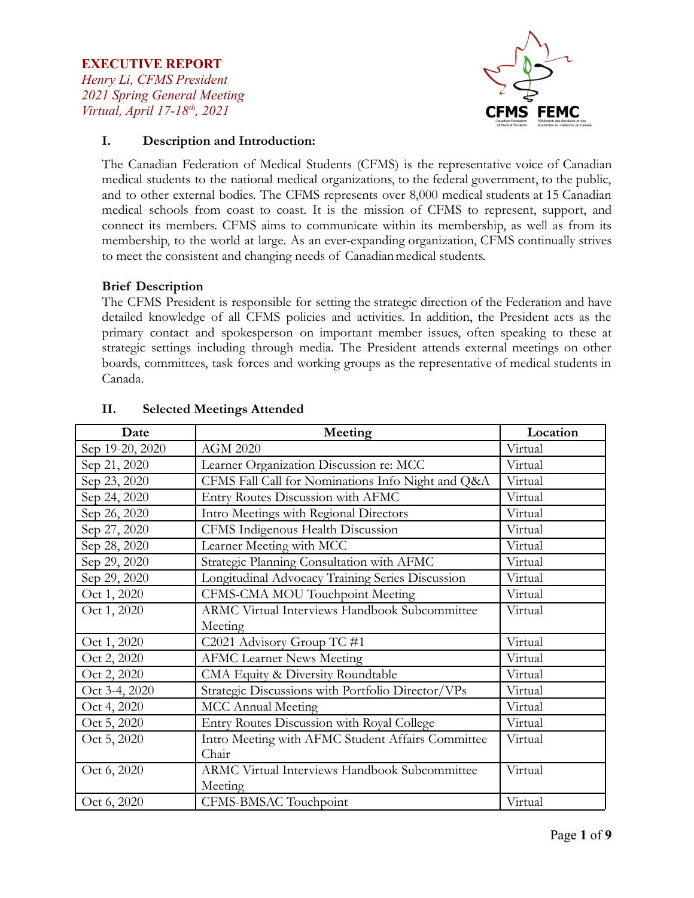**EXECUTIVE REPORT**

*Henry Li, CFMS President*
*2021 Spring General Meeting*
*Virtual, April 17-18th, 2021*

### I. Description and Introduction:

The Canadian Federation of Medical Students (CFMS) is the representative voice of Canadian medical students to the national medical organizations, to the federal government, to the public, and to other external bodies. The CFMS represents over 8,000 medical students at 15 Canadian medical schools from coast to coast. It is the mission of CFMS to represent, support, and connect its members. CFMS aims to communicate within its membership, as well as from its membership, to the world at large. As an ever-expanding organization, CFMS continually strives to meet the consistent and changing needs of Canadian medical students.

**Brief Description**

The CFMS President is responsible for setting the strategic direction of the Federation and have detailed knowledge of all CFMS policies and activities. In addition, the President acts as the primary contact and spokesperson on important member issues, often speaking to these at strategic settings including through media. The President attends external meetings on other boards, committees, task forces and working groups as the representative of medical students in Canada.

### II. Selected Meetings Attended

| Date | Meeting | Location |
|---|---|---|
| Sep 19-20, 2020 | AGM 2020 | Virtual |
| Sep 21, 2020 | Learner Organization Discussion re: MCC | Virtual |
| Sep 23, 2020 | CFMS Fall Call for Nominations Info Night and Q&A | Virtual |
| Sep 24, 2020 | Entry Routes Discussion with AFMC | Virtual |
| Sep 26, 2020 | Intro Meetings with Regional Directors | Virtual |
| Sep 27, 2020 | CFMS Indigenous Health Discussion | Virtual |
| Sep 28, 2020 | Learner Meeting with MCC | Virtual |
| Sep 29, 2020 | Strategic Planning Consultation with AFMC | Virtual |
| Sep 29, 2020 | Longitudinal Advocacy Training Series Discussion | Virtual |
| Oct 1, 2020 | CFMS-CMA MOU Touchpoint Meeting | Virtual |
| Oct 1, 2020 | ARMC Virtual Interviews Handbook Subcommittee Meeting | Virtual |
| Oct 1, 2020 | C2021 Advisory Group TC #1 | Virtual |
| Oct 2, 2020 | AFMC Learner News Meeting | Virtual |
| Oct 2, 2020 | CMA Equity & Diversity Roundtable | Virtual |
| Oct 3-4, 2020 | Strategic Discussions with Portfolio Director/VPs | Virtual |
| Oct 4, 2020 | MCC Annual Meeting | Virtual |
| Oct 5, 2020 | Entry Routes Discussion with Royal College | Virtual |
| Oct 5, 2020 | Intro Meeting with AFMC Student Affairs Committee Chair | Virtual |
| Oct 6, 2020 | ARMC Virtual Interviews Handbook Subcommittee Meeting | Virtual |
| Oct 6, 2020 | CFMS-BMSAC Touchpoint | Virtual |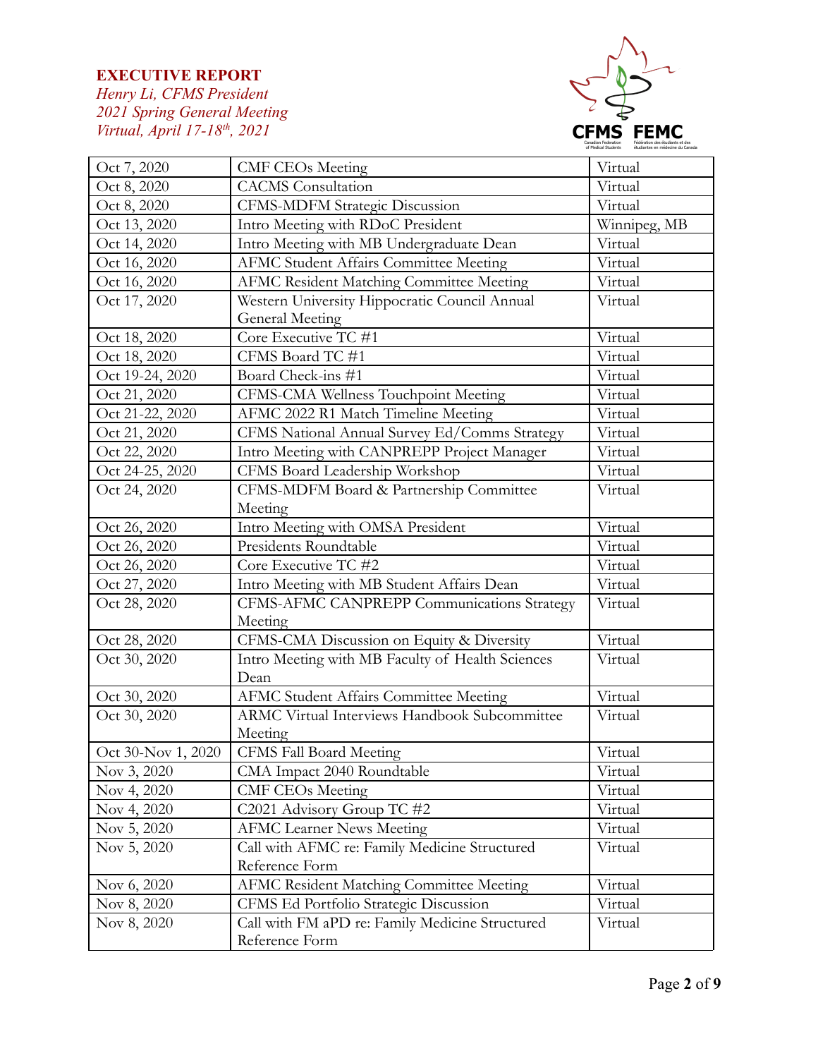| Oct 7, 2020 | CMF CEOs Meeting | Virtual |
|---|---|---|
| Oct 8, 2020 | CACMS Consultation | Virtual |
| Oct 8, 2020 | CFMS-MDFM Strategic Discussion | Virtual |
| Oct 13, 2020 | Intro Meeting with RDoC President | Winnipeg, MB |
| Oct 14, 2020 | Intro Meeting with MB Undergraduate Dean | Virtual |
| Oct 16, 2020 | AFMC Student Affairs Committee Meeting | Virtual |
| Oct 16, 2020 | AFMC Resident Matching Committee Meeting | Virtual |
| Oct 17, 2020 | Western University Hippocratic Council Annual General Meeting | Virtual |
| Oct 18, 2020 | Core Executive TC #1 | Virtual |
| Oct 18, 2020 | CFMS Board TC #1 | Virtual |
| Oct 19-24, 2020 | Board Check-ins #1 | Virtual |
| Oct 21, 2020 | CFMS-CMA Wellness Touchpoint Meeting | Virtual |
| Oct 21-22, 2020 | AFMC 2022 R1 Match Timeline Meeting | Virtual |
| Oct 21, 2020 | CFMS National Annual Survey Ed/Comms Strategy | Virtual |
| Oct 22, 2020 | Intro Meeting with CANPREPP Project Manager | Virtual |
| Oct 24-25, 2020 | CFMS Board Leadership Workshop | Virtual |
| Oct 24, 2020 | CFMS-MDFM Board & Partnership Committee Meeting | Virtual |
| Oct 26, 2020 | Intro Meeting with OMSA President | Virtual |
| Oct 26, 2020 | Presidents Roundtable | Virtual |
| Oct 26, 2020 | Core Executive TC #2 | Virtual |
| Oct 27, 2020 | Intro Meeting with MB Student Affairs Dean | Virtual |
| Oct 28, 2020 | CFMS-AFMC CANPREPP Communications Strategy Meeting | Virtual |
| Oct 28, 2020 | CFMS-CMA Discussion on Equity & Diversity | Virtual |
| Oct 30, 2020 | Intro Meeting with MB Faculty of Health Sciences Dean | Virtual |
| Oct 30, 2020 | AFMC Student Affairs Committee Meeting | Virtual |
| Oct 30, 2020 | ARMC Virtual Interviews Handbook Subcommittee Meeting | Virtual |
| Oct 30-Nov 1, 2020 | CFMS Fall Board Meeting | Virtual |
| Nov 3, 2020 | CMA Impact 2040 Roundtable | Virtual |
| Nov 4, 2020 | CMF CEOs Meeting | Virtual |
| Nov 4, 2020 | C2021 Advisory Group TC #2 | Virtual |
| Nov 5, 2020 | AFMC Learner News Meeting | Virtual |
| Nov 5, 2020 | Call with AFMC re: Family Medicine Structured Reference Form | Virtual |
| Nov 6, 2020 | AFMC Resident Matching Committee Meeting | Virtual |
| Nov 8, 2020 | CFMS Ed Portfolio Strategic Discussion | Virtual |
| Nov 8, 2020 | Call with FM aPD re: Family Medicine Structured Reference Form | Virtual |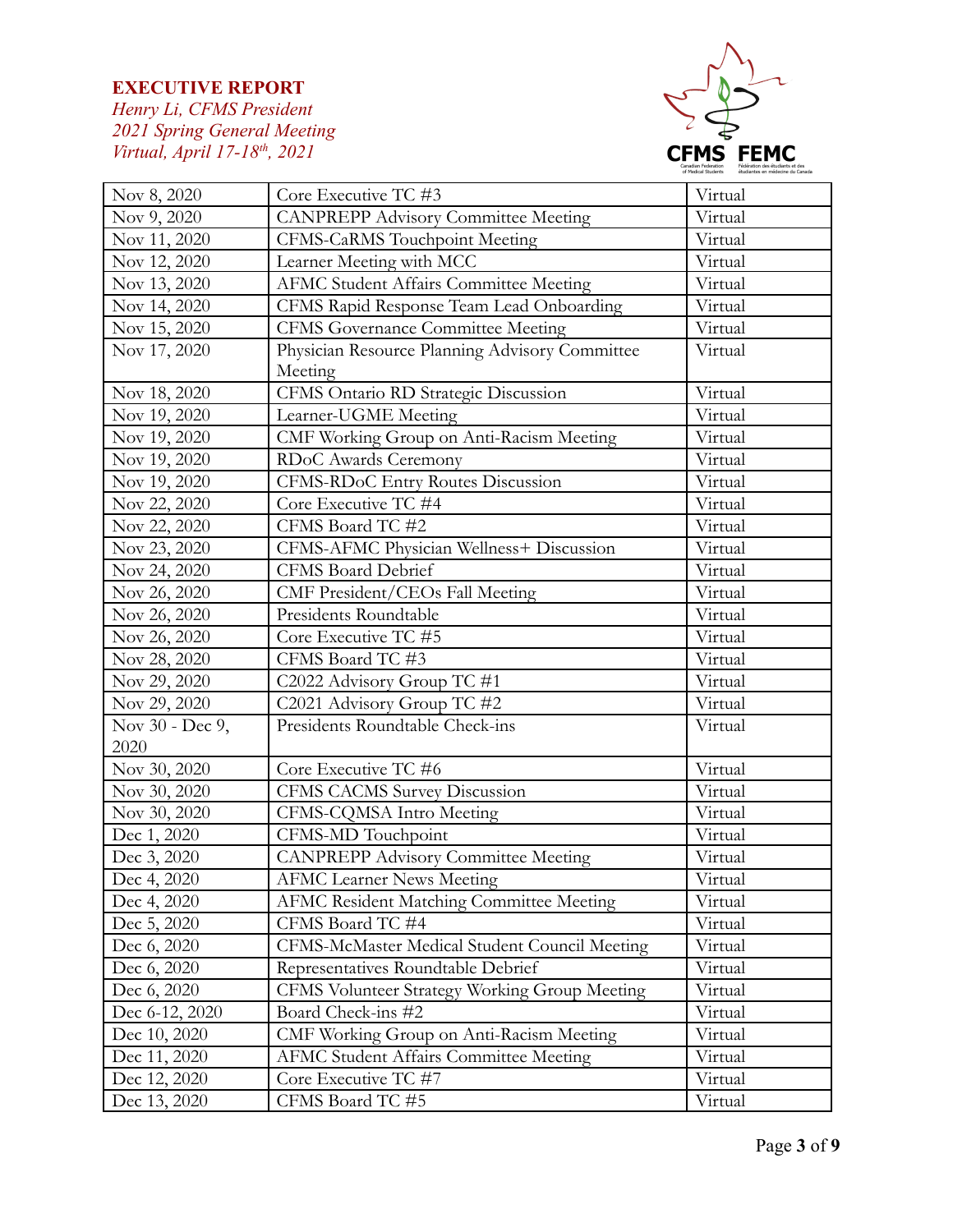| Nov 8, 2020 | Core Executive TC #3 | Virtual |
|---|---|---|
| Nov 9, 2020 | CANPREPP Advisory Committee Meeting | Virtual |
| Nov 11, 2020 | CFMS-CaRMS Touchpoint Meeting | Virtual |
| Nov 12, 2020 | Learner Meeting with MCC | Virtual |
| Nov 13, 2020 | AFMC Student Affairs Committee Meeting | Virtual |
| Nov 14, 2020 | CFMS Rapid Response Team Lead Onboarding | Virtual |
| Nov 15, 2020 | CFMS Governance Committee Meeting | Virtual |
| Nov 17, 2020 | Physician Resource Planning Advisory Committee Meeting | Virtual |
| Nov 18, 2020 | CFMS Ontario RD Strategic Discussion | Virtual |
| Nov 19, 2020 | Learner-UGME Meeting | Virtual |
| Nov 19, 2020 | CMF Working Group on Anti-Racism Meeting | Virtual |
| Nov 19, 2020 | RDoC Awards Ceremony | Virtual |
| Nov 19, 2020 | CFMS-RDoC Entry Routes Discussion | Virtual |
| Nov 22, 2020 | Core Executive TC #4 | Virtual |
| Nov 22, 2020 | CFMS Board TC #2 | Virtual |
| Nov 23, 2020 | CFMS-AFMC Physician Wellness+ Discussion | Virtual |
| Nov 24, 2020 | CFMS Board Debrief | Virtual |
| Nov 26, 2020 | CMF President/CEOs Fall Meeting | Virtual |
| Nov 26, 2020 | Presidents Roundtable | Virtual |
| Nov 26, 2020 | Core Executive TC #5 | Virtual |
| Nov 28, 2020 | CFMS Board TC #3 | Virtual |
| Nov 29, 2020 | C2022 Advisory Group TC #1 | Virtual |
| Nov 29, 2020 | C2021 Advisory Group TC #2 | Virtual |
| Nov 30 - Dec 9, 2020 | Presidents Roundtable Check-ins | Virtual |
| Nov 30, 2020 | Core Executive TC #6 | Virtual |
| Nov 30, 2020 | CFMS CACMS Survey Discussion | Virtual |
| Nov 30, 2020 | CFMS-CQMSA Intro Meeting | Virtual |
| Dec 1, 2020 | CFMS-MD Touchpoint | Virtual |
| Dec 3, 2020 | CANPREPP Advisory Committee Meeting | Virtual |
| Dec 4, 2020 | AFMC Learner News Meeting | Virtual |
| Dec 4, 2020 | AFMC Resident Matching Committee Meeting | Virtual |
| Dec 5, 2020 | CFMS Board TC #4 | Virtual |
| Dec 6, 2020 | CFMS-McMaster Medical Student Council Meeting | Virtual |
| Dec 6, 2020 | Representatives Roundtable Debrief | Virtual |
| Dec 6, 2020 | CFMS Volunteer Strategy Working Group Meeting | Virtual |
| Dec 6-12, 2020 | Board Check-ins #2 | Virtual |
| Dec 10, 2020 | CMF Working Group on Anti-Racism Meeting | Virtual |
| Dec 11, 2020 | AFMC Student Affairs Committee Meeting | Virtual |
| Dec 12, 2020 | Core Executive TC #7 | Virtual |
| Dec 13, 2020 | CFMS Board TC #5 | Virtual |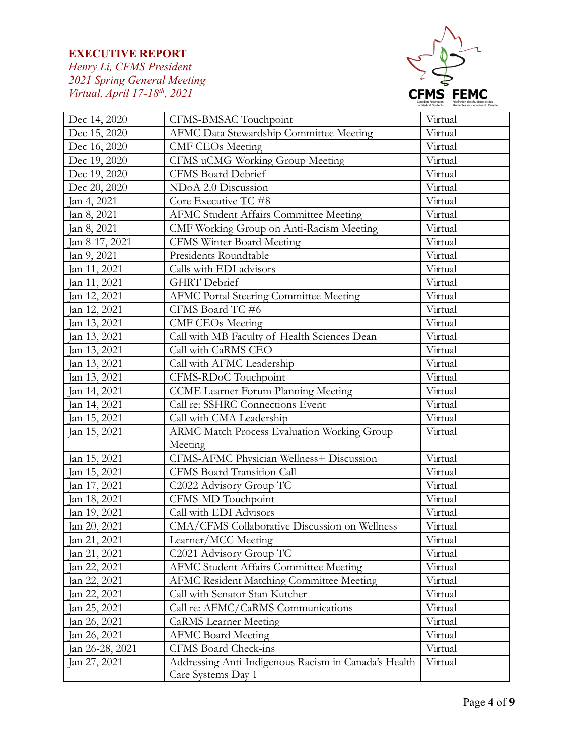| Dec 14, 2020 | CFMS-BMSAC Touchpoint | Virtual |
|---|---|---|
| Dec 15, 2020 | AFMC Data Stewardship Committee Meeting | Virtual |
| Dec 16, 2020 | CMF CEOs Meeting | Virtual |
| Dec 19, 2020 | CFMS uCMG Working Group Meeting | Virtual |
| Dec 19, 2020 | CFMS Board Debrief | Virtual |
| Dec 20, 2020 | NDoA 2.0 Discussion | Virtual |
| Jan 4, 2021 | Core Executive TC #8 | Virtual |
| Jan 8, 2021 | AFMC Student Affairs Committee Meeting | Virtual |
| Jan 8, 2021 | CMF Working Group on Anti-Racism Meeting | Virtual |
| Jan 8-17, 2021 | CFMS Winter Board Meeting | Virtual |
| Jan 9, 2021 | Presidents Roundtable | Virtual |
| Jan 11, 2021 | Calls with EDI advisors | Virtual |
| Jan 11, 2021 | GHRT Debrief | Virtual |
| Jan 12, 2021 | AFMC Portal Steering Committee Meeting | Virtual |
| Jan 12, 2021 | CFMS Board TC #6 | Virtual |
| Jan 13, 2021 | CMF CEOs Meeting | Virtual |
| Jan 13, 2021 | Call with MB Faculty of Health Sciences Dean | Virtual |
| Jan 13, 2021 | Call with CaRMS CEO | Virtual |
| Jan 13, 2021 | Call with AFMC Leadership | Virtual |
| Jan 13, 2021 | CFMS-RDoC Touchpoint | Virtual |
| Jan 14, 2021 | CCME Learner Forum Planning Meeting | Virtual |
| Jan 14, 2021 | Call re: SSHRC Connections Event | Virtual |
| Jan 15, 2021 | Call with CMA Leadership | Virtual |
| Jan 15, 2021 | ARMC Match Process Evaluation Working Group Meeting | Virtual |
| Jan 15, 2021 | CFMS-AFMC Physician Wellness+ Discussion | Virtual |
| Jan 15, 2021 | CFMS Board Transition Call | Virtual |
| Jan 17, 2021 | C2022 Advisory Group TC | Virtual |
| Jan 18, 2021 | CFMS-MD Touchpoint | Virtual |
| Jan 19, 2021 | Call with EDI Advisors | Virtual |
| Jan 20, 2021 | CMA/CFMS Collaborative Discussion on Wellness | Virtual |
| Jan 21, 2021 | Learner/MCC Meeting | Virtual |
| Jan 21, 2021 | C2021 Advisory Group TC | Virtual |
| Jan 22, 2021 | AFMC Student Affairs Committee Meeting | Virtual |
| Jan 22, 2021 | AFMC Resident Matching Committee Meeting | Virtual |
| Jan 22, 2021 | Call with Senator Stan Kutcher | Virtual |
| Jan 25, 2021 | Call re: AFMC/CaRMS Communications | Virtual |
| Jan 26, 2021 | CaRMS Learner Meeting | Virtual |
| Jan 26, 2021 | AFMC Board Meeting | Virtual |
| Jan 26-28, 2021 | CFMS Board Check-ins | Virtual |
| Jan 27, 2021 | Addressing Anti-Indigenous Racism in Canada's Health Care Systems Day 1 | Virtual |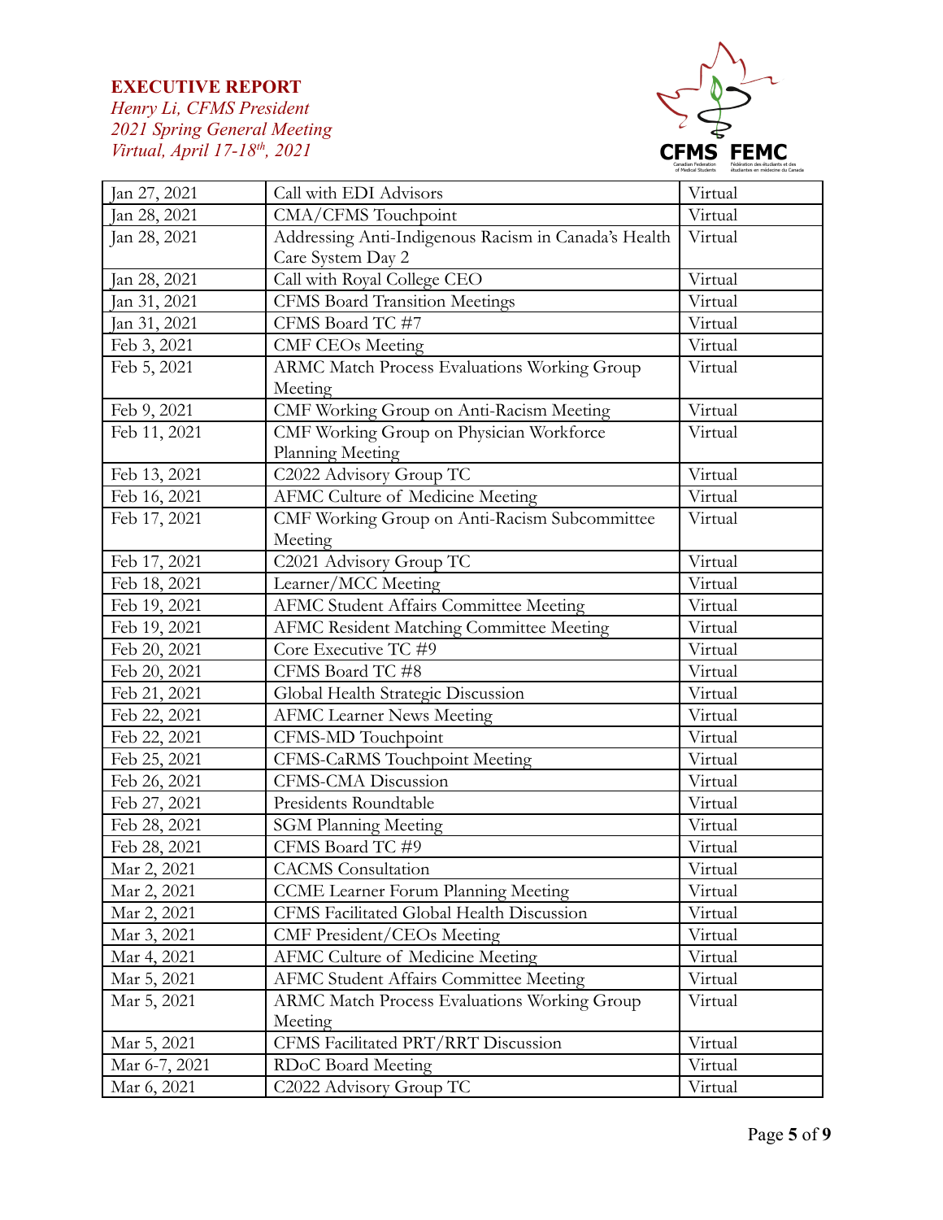| Jan 27, 2021 | Call with EDI Advisors | Virtual |
|---|---|---|
| Jan 28, 2021 | CMA/CFMS Touchpoint | Virtual |
| Jan 28, 2021 | Addressing Anti-Indigenous Racism in Canada's Health Care System Day 2 | Virtual |
| Jan 28, 2021 | Call with Royal College CEO | Virtual |
| Jan 31, 2021 | CFMS Board Transition Meetings | Virtual |
| Jan 31, 2021 | CFMS Board TC #7 | Virtual |
| Feb 3, 2021 | CMF CEOs Meeting | Virtual |
| Feb 5, 2021 | ARMC Match Process Evaluations Working Group Meeting | Virtual |
| Feb 9, 2021 | CMF Working Group on Anti-Racism Meeting | Virtual |
| Feb 11, 2021 | CMF Working Group on Physician Workforce Planning Meeting | Virtual |
| Feb 13, 2021 | C2022 Advisory Group TC | Virtual |
| Feb 16, 2021 | AFMC Culture of Medicine Meeting | Virtual |
| Feb 17, 2021 | CMF Working Group on Anti-Racism Subcommittee Meeting | Virtual |
| Feb 17, 2021 | C2021 Advisory Group TC | Virtual |
| Feb 18, 2021 | Learner/MCC Meeting | Virtual |
| Feb 19, 2021 | AFMC Student Affairs Committee Meeting | Virtual |
| Feb 19, 2021 | AFMC Resident Matching Committee Meeting | Virtual |
| Feb 20, 2021 | Core Executive TC #9 | Virtual |
| Feb 20, 2021 | CFMS Board TC #8 | Virtual |
| Feb 21, 2021 | Global Health Strategic Discussion | Virtual |
| Feb 22, 2021 | AFMC Learner News Meeting | Virtual |
| Feb 22, 2021 | CFMS-MD Touchpoint | Virtual |
| Feb 25, 2021 | CFMS-CaRMS Touchpoint Meeting | Virtual |
| Feb 26, 2021 | CFMS-CMA Discussion | Virtual |
| Feb 27, 2021 | Presidents Roundtable | Virtual |
| Feb 28, 2021 | SGM Planning Meeting | Virtual |
| Feb 28, 2021 | CFMS Board TC #9 | Virtual |
| Mar 2, 2021 | CACMS Consultation | Virtual |
| Mar 2, 2021 | CCME Learner Forum Planning Meeting | Virtual |
| Mar 2, 2021 | CFMS Facilitated Global Health Discussion | Virtual |
| Mar 3, 2021 | CMF President/CEOs Meeting | Virtual |
| Mar 4, 2021 | AFMC Culture of Medicine Meeting | Virtual |
| Mar 5, 2021 | AFMC Student Affairs Committee Meeting | Virtual |
| Mar 5, 2021 | ARMC Match Process Evaluations Working Group Meeting | Virtual |
| Mar 5, 2021 | CFMS Facilitated PRT/RRT Discussion | Virtual |
| Mar 6-7, 2021 | RDoC Board Meeting | Virtual |
| Mar 6, 2021 | C2022 Advisory Group TC | Virtual |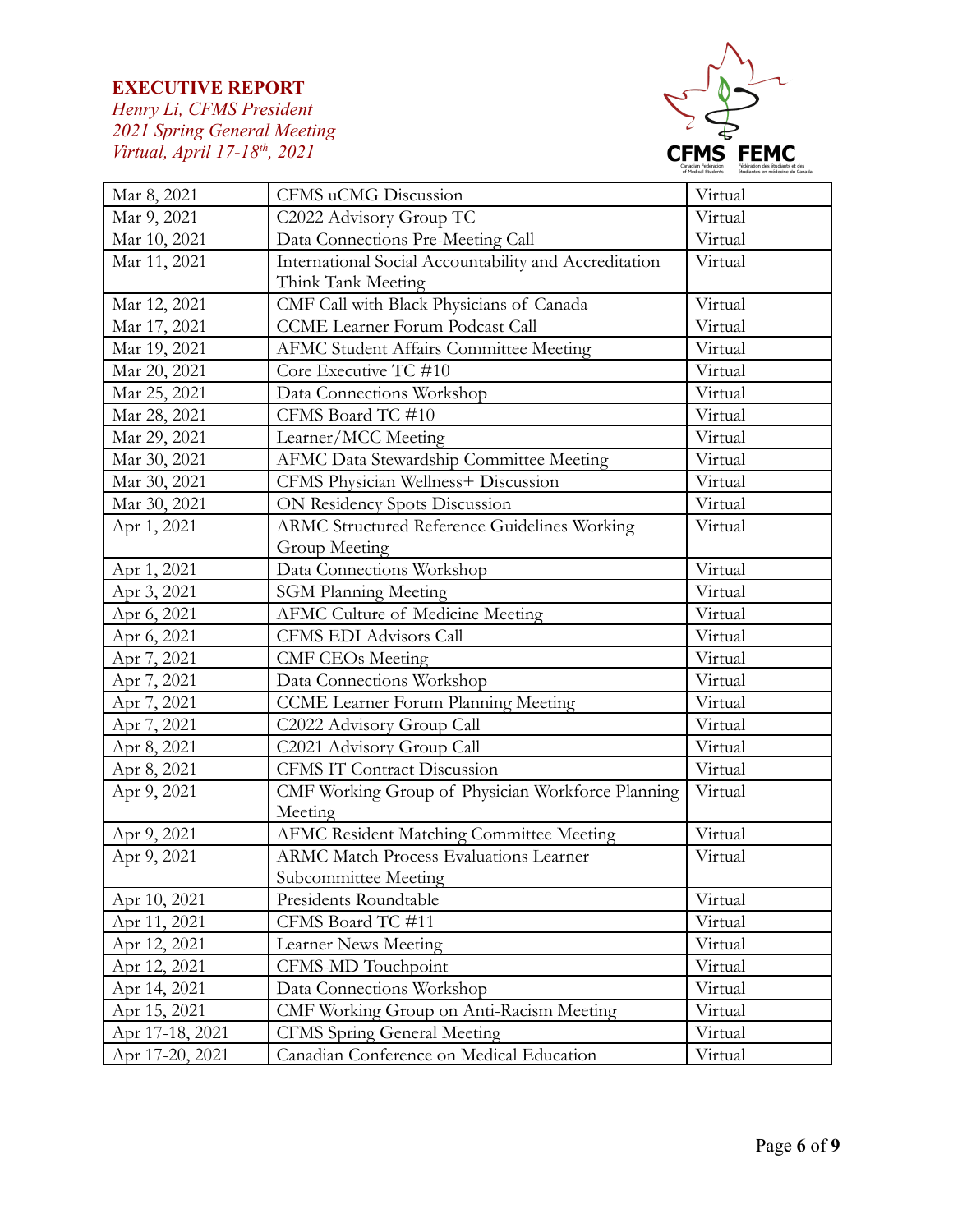| Mar 8, 2021 | CFMS uCMG Discussion | Virtual |
|---|---|---|
| Mar 9, 2021 | C2022 Advisory Group TC | Virtual |
| Mar 10, 2021 | Data Connections Pre-Meeting Call | Virtual |
| Mar 11, 2021 | International Social Accountability and Accreditation Think Tank Meeting | Virtual |
| Mar 12, 2021 | CMF Call with Black Physicians of Canada | Virtual |
| Mar 17, 2021 | CCME Learner Forum Podcast Call | Virtual |
| Mar 19, 2021 | AFMC Student Affairs Committee Meeting | Virtual |
| Mar 20, 2021 | Core Executive TC #10 | Virtual |
| Mar 25, 2021 | Data Connections Workshop | Virtual |
| Mar 28, 2021 | CFMS Board TC #10 | Virtual |
| Mar 29, 2021 | Learner/MCC Meeting | Virtual |
| Mar 30, 2021 | AFMC Data Stewardship Committee Meeting | Virtual |
| Mar 30, 2021 | CFMS Physician Wellness+ Discussion | Virtual |
| Mar 30, 2021 | ON Residency Spots Discussion | Virtual |
| Apr 1, 2021 | ARMC Structured Reference Guidelines Working Group Meeting | Virtual |
| Apr 1, 2021 | Data Connections Workshop | Virtual |
| Apr 3, 2021 | SGM Planning Meeting | Virtual |
| Apr 6, 2021 | AFMC Culture of Medicine Meeting | Virtual |
| Apr 6, 2021 | CFMS EDI Advisors Call | Virtual |
| Apr 7, 2021 | CMF CEOs Meeting | Virtual |
| Apr 7, 2021 | Data Connections Workshop | Virtual |
| Apr 7, 2021 | CCME Learner Forum Planning Meeting | Virtual |
| Apr 7, 2021 | C2022 Advisory Group Call | Virtual |
| Apr 8, 2021 | C2021 Advisory Group Call | Virtual |
| Apr 8, 2021 | CFMS IT Contract Discussion | Virtual |
| Apr 9, 2021 | CMF Working Group of Physician Workforce Planning Meeting | Virtual |
| Apr 9, 2021 | AFMC Resident Matching Committee Meeting | Virtual |
| Apr 9, 2021 | ARMC Match Process Evaluations Learner Subcommittee Meeting | Virtual |
| Apr 10, 2021 | Presidents Roundtable | Virtual |
| Apr 11, 2021 | CFMS Board TC #11 | Virtual |
| Apr 12, 2021 | Learner News Meeting | Virtual |
| Apr 12, 2021 | CFMS-MD Touchpoint | Virtual |
| Apr 14, 2021 | Data Connections Workshop | Virtual |
| Apr 15, 2021 | CMF Working Group on Anti-Racism Meeting | Virtual |
| Apr 17-18, 2021 | CFMS Spring General Meeting | Virtual |
| Apr 17-20, 2021 | Canadian Conference on Medical Education | Virtual |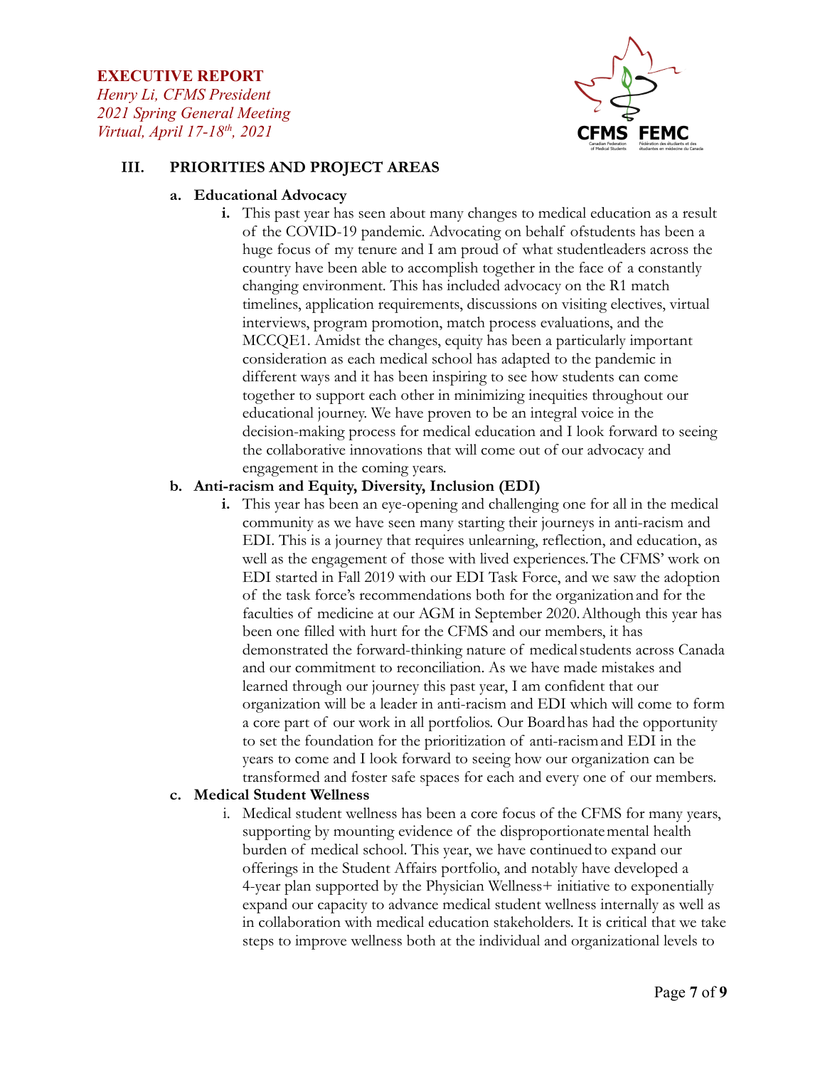**EXECUTIVE REPORT**
*Henry Li, CFMS President*
*2021 Spring General Meeting*
*Virtual, April 17-18th, 2021*

## III. PRIORITIES AND PROJECT AREAS

### a. Educational Advocacy

i. This past year has seen about many changes to medical education as a result of the COVID-19 pandemic. Advocating on behalf ofstudents has been a huge focus of my tenure and I am proud of what studentleaders across the country have been able to accomplish together in the face of a constantly changing environment. This has included advocacy on the R1 match timelines, application requirements, discussions on visiting electives, virtual interviews, program promotion, match process evaluations, and the MCCQE1. Amidst the changes, equity has been a particularly important consideration as each medical school has adapted to the pandemic in different ways and it has been inspiring to see how students can come together to support each other in minimizing inequities throughout our educational journey. We have proven to be an integral voice in the decision-making process for medical education and I look forward to seeing the collaborative innovations that will come out of our advocacy and engagement in the coming years.

### b. Anti-racism and Equity, Diversity, Inclusion (EDI)

i. This year has been an eye-opening and challenging one for all in the medical community as we have seen many starting their journeys in anti-racism and EDI. This is a journey that requires unlearning, reflection, and education, as well as the engagement of those with lived experiences. The CFMS' work on EDI started in Fall 2019 with our EDI Task Force, and we saw the adoption of the task force's recommendations both for the organization and for the faculties of medicine at our AGM in September 2020. Although this year has been one filled with hurt for the CFMS and our members, it has demonstrated the forward-thinking nature of medical students across Canada and our commitment to reconciliation. As we have made mistakes and learned through our journey this past year, I am confident that our organization will be a leader in anti-racism and EDI which will come to form a core part of our work in all portfolios. Our Board has had the opportunity to set the foundation for the prioritization of anti-racism and EDI in the years to come and I look forward to seeing how our organization can be transformed and foster safe spaces for each and every one of our members.

### c. Medical Student Wellness

i. Medical student wellness has been a core focus of the CFMS for many years, supporting by mounting evidence of the disproportionate mental health burden of medical school. This year, we have continued to expand our offerings in the Student Affairs portfolio, and notably have developed a 4-year plan supported by the Physician Wellness+ initiative to exponentially expand our capacity to advance medical student wellness internally as well as in collaboration with medical education stakeholders. It is critical that we take steps to improve wellness both at the individual and organizational levels to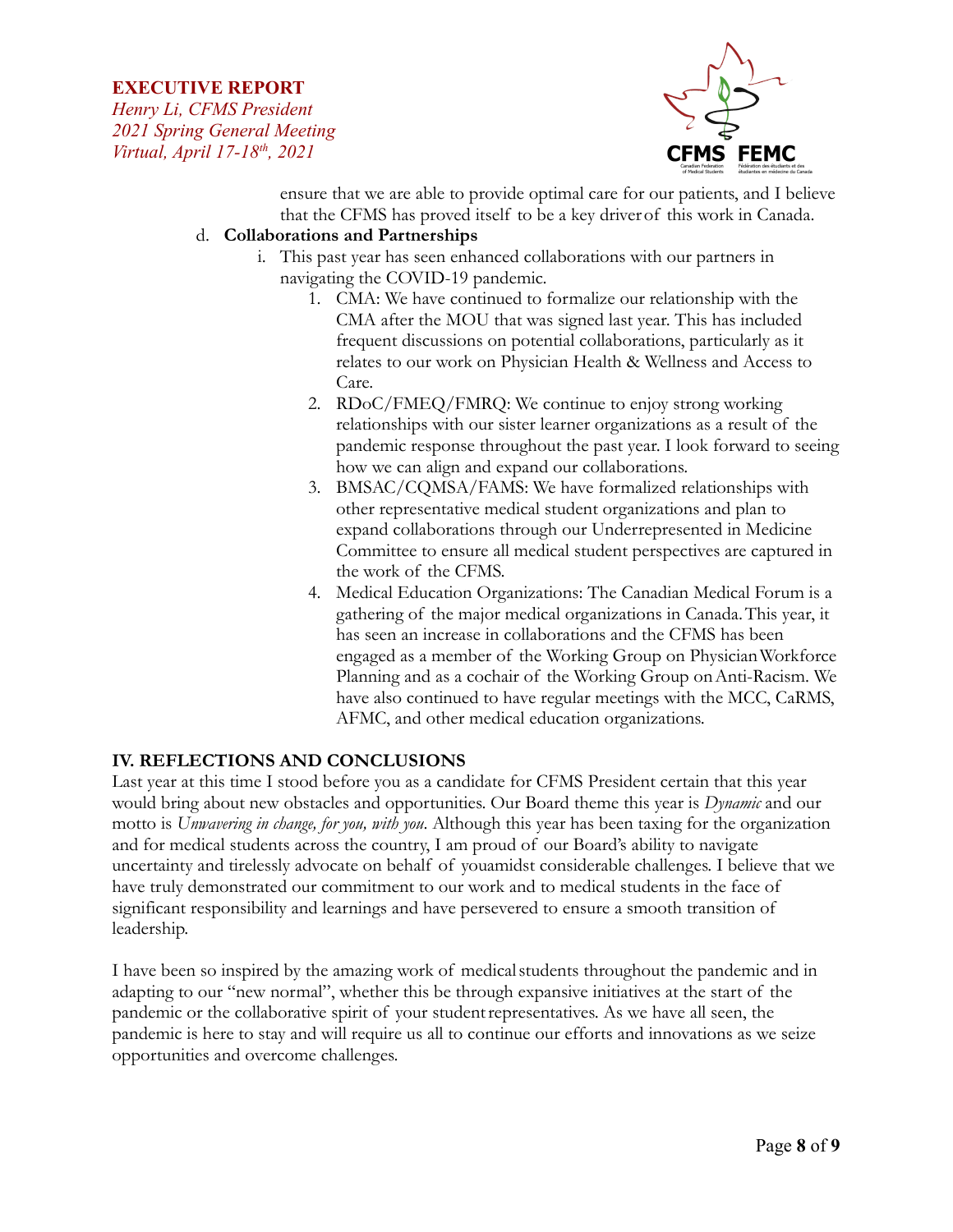ensure that we are able to provide optimal care for our patients, and I believe that the CFMS has proved itself to be a key driver of this work in Canada.

d. **Collaborations and Partnerships**

   i. This past year has seen enhanced collaborations with our partners in navigating the COVID-19 pandemic.

      1. CMA: We have continued to formalize our relationship with the CMA after the MOU that was signed last year. This has included frequent discussions on potential collaborations, particularly as it relates to our work on Physician Health & Wellness and Access to Care.
      2. RDoC/FMEQ/FMRQ: We continue to enjoy strong working relationships with our sister learner organizations as a result of the pandemic response throughout the past year. I look forward to seeing how we can align and expand our collaborations.
      3. BMSAC/CQMSA/FAMS: We have formalized relationships with other representative medical student organizations and plan to expand collaborations through our Underrepresented in Medicine Committee to ensure all medical student perspectives are captured in the work of the CFMS.
      4. Medical Education Organizations: The Canadian Medical Forum is a gathering of the major medical organizations in Canada. This year, it has seen an increase in collaborations and the CFMS has been engaged as a member of the Working Group on Physician Workforce Planning and as a cochair of the Working Group on Anti-Racism. We have also continued to have regular meetings with the MCC, CaRMS, AFMC, and other medical education organizations.

## IV. REFLECTIONS AND CONCLUSIONS

Last year at this time I stood before you as a candidate for CFMS President certain that this year would bring about new obstacles and opportunities. Our Board theme this year is *Dynamic* and our motto is *Unwavering in change, for you, with you*. Although this year has been taxing for the organization and for medical students across the country, I am proud of our Board's ability to navigate uncertainty and tirelessly advocate on behalf of youamidst considerable challenges. I believe that we have truly demonstrated our commitment to our work and to medical students in the face of significant responsibility and learnings and have persevered to ensure a smooth transition of leadership.

I have been so inspired by the amazing work of medical students throughout the pandemic and in adapting to our "new normal", whether this be through expansive initiatives at the start of the pandemic or the collaborative spirit of your student representatives. As we have all seen, the pandemic is here to stay and will require us all to continue our efforts and innovations as we seize opportunities and overcome challenges.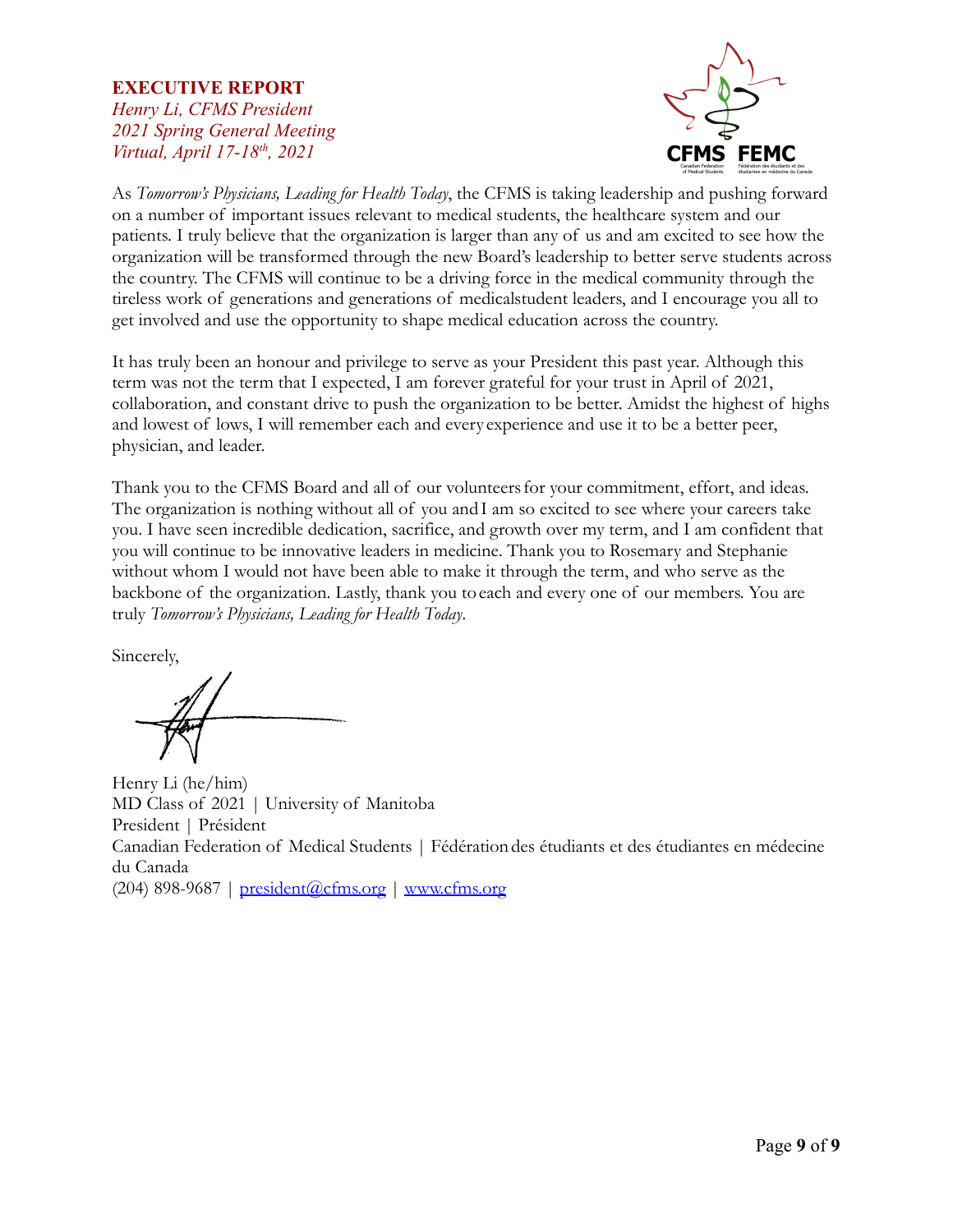**EXECUTIVE REPORT**
*Henry Li, CFMS President*
*2021 Spring General Meeting*
*Virtual, April 17-18th, 2021*

As *Tomorrow's Physicians, Leading for Health Today*, the CFMS is taking leadership and pushing forward on a number of important issues relevant to medical students, the healthcare system and our patients. I truly believe that the organization is larger than any of us and am excited to see how the organization will be transformed through the new Board's leadership to better serve students across the country. The CFMS will continue to be a driving force in the medical community through the tireless work of generations and generations of medicalstudent leaders, and I encourage you all to get involved and use the opportunity to shape medical education across the country.

It has truly been an honour and privilege to serve as your President this past year. Although this term was not the term that I expected, I am forever grateful for your trust in April of 2021, collaboration, and constant drive to push the organization to be better. Amidst the highest of highs and lowest of lows, I will remember each and every experience and use it to be a better peer, physician, and leader.

Thank you to the CFMS Board and all of our volunteers for your commitment, effort, and ideas. The organization is nothing without all of you and I am so excited to see where your careers take you. I have seen incredible dedication, sacrifice, and growth over my term, and I am confident that you will continue to be innovative leaders in medicine. Thank you to Rosemary and Stephanie without whom I would not have been able to make it through the term, and who serve as the backbone of the organization. Lastly, thank you to each and every one of our members. You are truly *Tomorrow's Physicians, Leading for Health Today*.

Sincerely,

Henry Li (he/him)
MD Class of 2021 | University of Manitoba
President | Président
Canadian Federation of Medical Students | Fédération des étudiants et des étudiantes en médecine du Canada
(204) 898-9687 | president@cfms.org | www.cfms.org